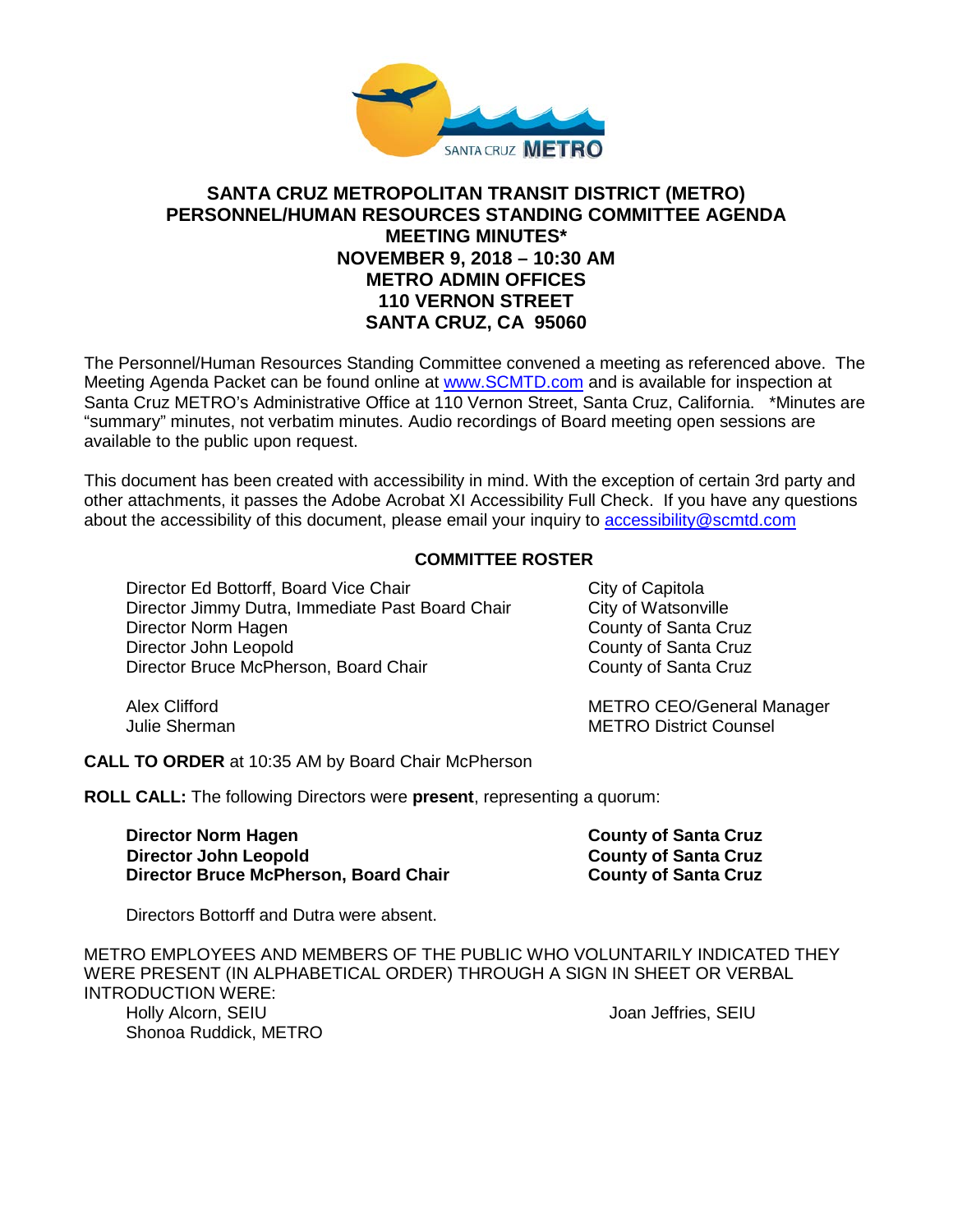# SANTA CRUZ METROPOLITAN TRANSIT DISTRICT (METRO)
# PERSONNEL/HUMAN RESOURCES STANDING COMMITTEE AGENDA
# MEETING MINUTES*
# NOVEMBER 9, 2018 – 10:30 AM
# METRO ADMIN OFFICES
# 110 VERNON STREET
# SANTA CRUZ, CA 95060

The Personnel/Human Resources Standing Committee convened a meeting as referenced above. The Meeting Agenda Packet can be found online at www.SCMTD.com and is available for inspection at Santa Cruz METRO's Administrative Office at 110 Vernon Street, Santa Cruz, California. *Minutes are "summary" minutes, not verbatim minutes. Audio recordings of Board meeting open sessions are available to the public upon request.

This document has been created with accessibility in mind. With the exception of certain 3rd party and other attachments, it passes the Adobe Acrobat XI Accessibility Full Check. If you have any questions about the accessibility of this document, please email your inquiry to accessibility@scmtd.com

## COMMITTEE ROSTER

| | |
|---|---|
| Director Ed Bottorff, Board Vice Chair | City of Capitola |
| Director Jimmy Dutra, Immediate Past Board Chair | City of Watsonville |
| Director Norm Hagen | County of Santa Cruz |
| Director John Leopold | County of Santa Cruz |
| Director Bruce McPherson, Board Chair | County of Santa Cruz |
| Alex Clifford | METRO CEO/General Manager |
| Julie Sherman | METRO District Counsel |

**CALL TO ORDER** at 10:35 AM by Board Chair McPherson

**ROLL CALL:** The following Directors were **present**, representing a quorum:

| | |
|---|---|
| **Director Norm Hagen** | **County of Santa Cruz** |
| **Director John Leopold** | **County of Santa Cruz** |
| **Director Bruce McPherson, Board Chair** | **County of Santa Cruz** |

Directors Bottorff and Dutra were absent.

METRO EMPLOYEES AND MEMBERS OF THE PUBLIC WHO VOLUNTARILY INDICATED THEY WERE PRESENT (IN ALPHABETICAL ORDER) THROUGH A SIGN IN SHEET OR VERBAL INTRODUCTION WERE:

Holly Alcorn, SEIU
Joan Jeffries, SEIU
Shonoa Ruddick, METRO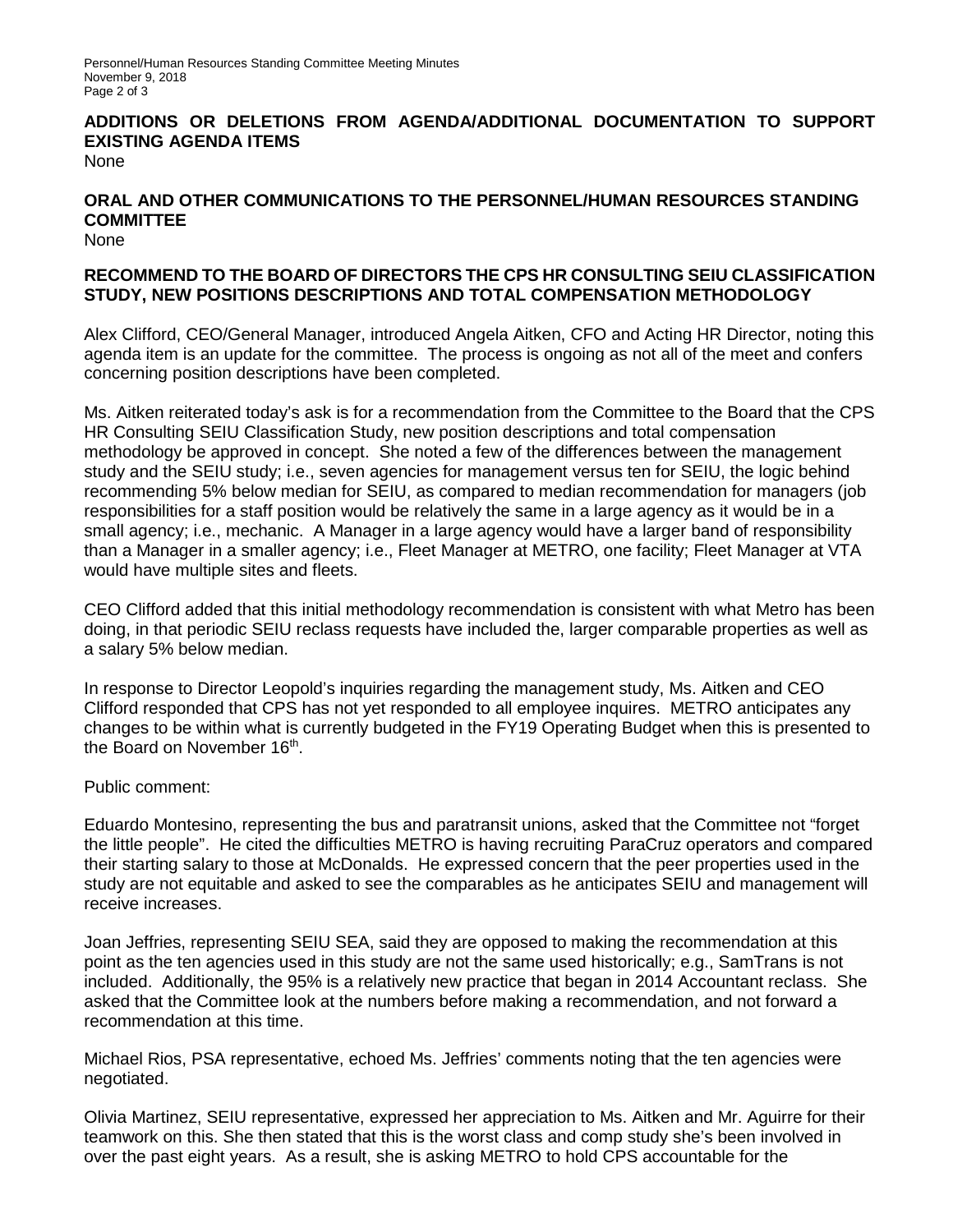**ADDITIONS OR DELETIONS FROM AGENDA/ADDITIONAL DOCUMENTATION TO SUPPORT EXISTING AGENDA ITEMS**

None

**ORAL AND OTHER COMMUNICATIONS TO THE PERSONNEL/HUMAN RESOURCES STANDING COMMITTEE**

None

**RECOMMEND TO THE BOARD OF DIRECTORS THE CPS HR CONSULTING SEIU CLASSIFICATION STUDY, NEW POSITIONS DESCRIPTIONS AND TOTAL COMPENSATION METHODOLOGY**

Alex Clifford, CEO/General Manager, introduced Angela Aitken, CFO and Acting HR Director, noting this agenda item is an update for the committee. The process is ongoing as not all of the meet and confers concerning position descriptions have been completed.

Ms. Aitken reiterated today's ask is for a recommendation from the Committee to the Board that the CPS HR Consulting SEIU Classification Study, new position descriptions and total compensation methodology be approved in concept. She noted a few of the differences between the management study and the SEIU study; i.e., seven agencies for management versus ten for SEIU, the logic behind recommending 5% below median for SEIU, as compared to median recommendation for managers (job responsibilities for a staff position would be relatively the same in a large agency as it would be in a small agency; i.e., mechanic. A Manager in a large agency would have a larger band of responsibility than a Manager in a smaller agency; i.e., Fleet Manager at METRO, one facility; Fleet Manager at VTA would have multiple sites and fleets.

CEO Clifford added that this initial methodology recommendation is consistent with what Metro has been doing, in that periodic SEIU reclass requests have included the, larger comparable properties as well as a salary 5% below median.

In response to Director Leopold's inquiries regarding the management study, Ms. Aitken and CEO Clifford responded that CPS has not yet responded to all employee inquires. METRO anticipates any changes to be within what is currently budgeted in the FY19 Operating Budget when this is presented to the Board on November 16th.

Public comment:

Eduardo Montesino, representing the bus and paratransit unions, asked that the Committee not "forget the little people". He cited the difficulties METRO is having recruiting ParaCruz operators and compared their starting salary to those at McDonalds. He expressed concern that the peer properties used in the study are not equitable and asked to see the comparables as he anticipates SEIU and management will receive increases.

Joan Jeffries, representing SEIU SEA, said they are opposed to making the recommendation at this point as the ten agencies used in this study are not the same used historically; e.g., SamTrans is not included. Additionally, the 95% is a relatively new practice that began in 2014 Accountant reclass. She asked that the Committee look at the numbers before making a recommendation, and not forward a recommendation at this time.

Michael Rios, PSA representative, echoed Ms. Jeffries' comments noting that the ten agencies were negotiated.

Olivia Martinez, SEIU representative, expressed her appreciation to Ms. Aitken and Mr. Aguirre for their teamwork on this. She then stated that this is the worst class and comp study she's been involved in over the past eight years. As a result, she is asking METRO to hold CPS accountable for the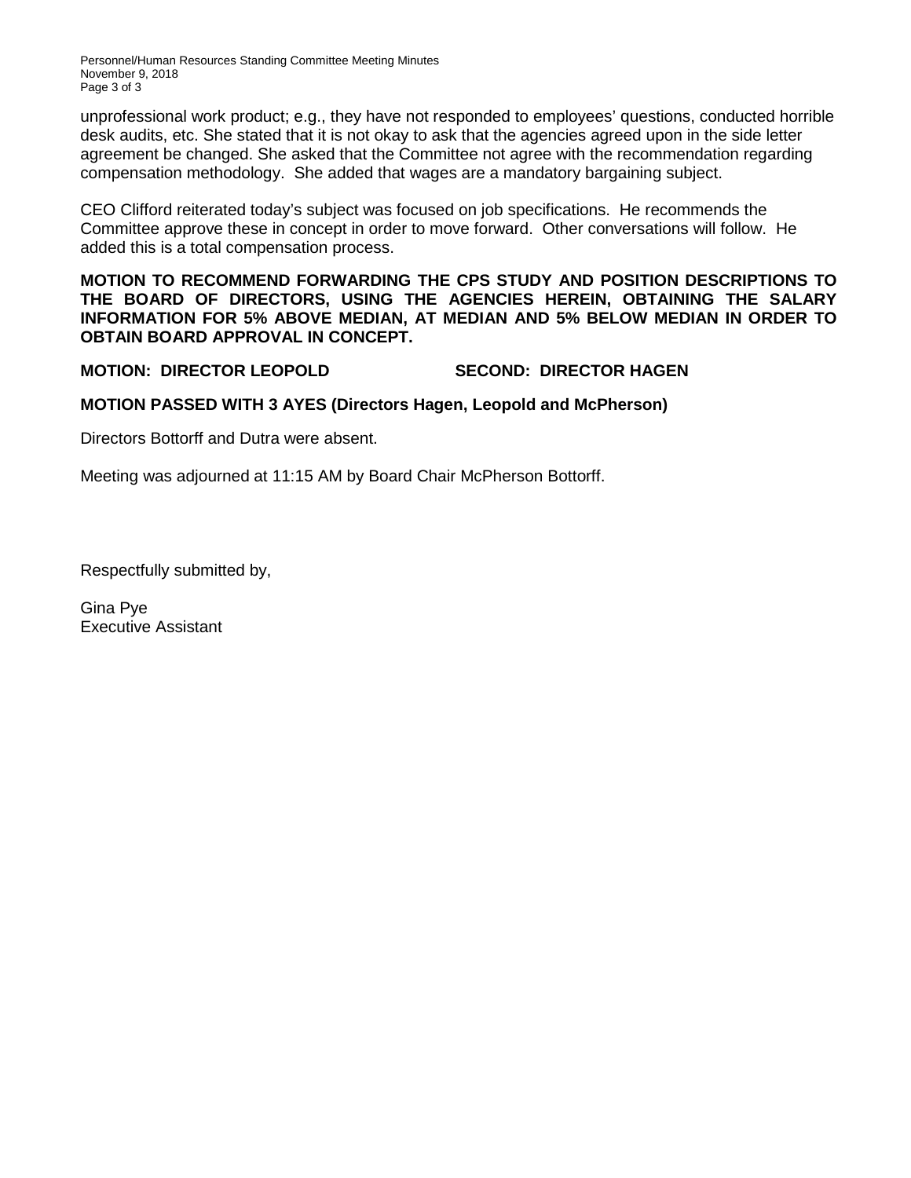unprofessional work product; e.g., they have not responded to employees' questions, conducted horrible desk audits, etc. She stated that it is not okay to ask that the agencies agreed upon in the side letter agreement be changed. She asked that the Committee not agree with the recommendation regarding compensation methodology. She added that wages are a mandatory bargaining subject.

CEO Clifford reiterated today's subject was focused on job specifications. He recommends the Committee approve these in concept in order to move forward. Other conversations will follow. He added this is a total compensation process.

**MOTION TO RECOMMEND FORWARDING THE CPS STUDY AND POSITION DESCRIPTIONS TO THE BOARD OF DIRECTORS, USING THE AGENCIES HEREIN, OBTAINING THE SALARY INFORMATION FOR 5% ABOVE MEDIAN, AT MEDIAN AND 5% BELOW MEDIAN IN ORDER TO OBTAIN BOARD APPROVAL IN CONCEPT.**

**MOTION: DIRECTOR LEOPOLD SECOND: DIRECTOR HAGEN**

**MOTION PASSED WITH 3 AYES (Directors Hagen, Leopold and McPherson)**

Directors Bottorff and Dutra were absent.

Meeting was adjourned at 11:15 AM by Board Chair McPherson Bottorff.

Respectfully submitted by,

Gina Pye
Executive Assistant